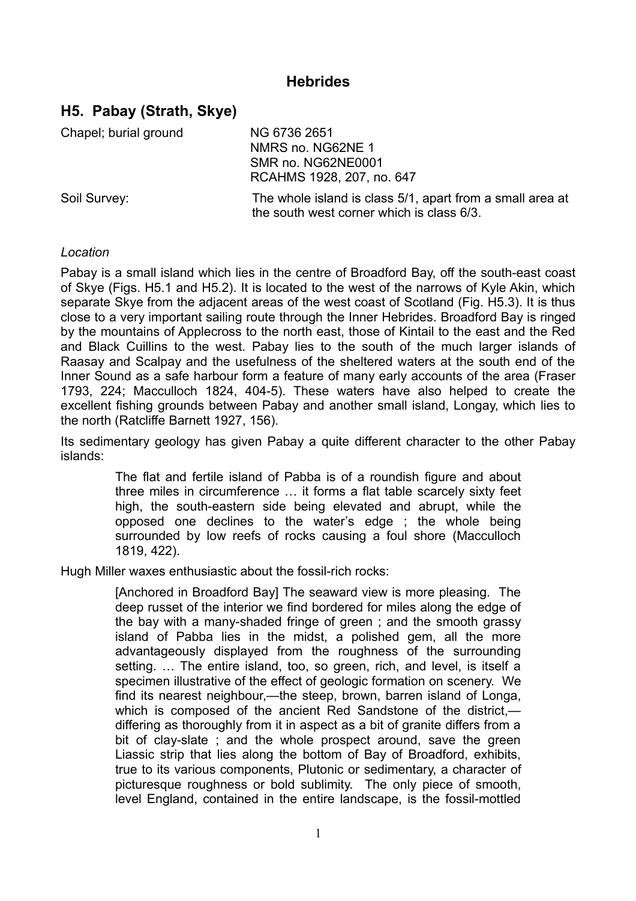# Hebrides

## H5. Pabay (Strath, Skye)

| | |
|---|---|
| Chapel; burial ground | NG 6736 2651<br>NMRS no. NG62NE 1<br>SMR no. NG62NE0001<br>RCAHMS 1928, 207, no. 647 |
| Soil Survey: | The whole island is class 5/1, apart from a small area at the south west corner which is class 6/3. |

*Location*

Pabay is a small island which lies in the centre of Broadford Bay, off the south-east coast of Skye (Figs. H5.1 and H5.2). It is located to the west of the narrows of Kyle Akin, which separate Skye from the adjacent areas of the west coast of Scotland (Fig. H5.3). It is thus close to a very important sailing route through the Inner Hebrides. Broadford Bay is ringed by the mountains of Applecross to the north east, those of Kintail to the east and the Red and Black Cuillins to the west. Pabay lies to the south of the much larger islands of Raasay and Scalpay and the usefulness of the sheltered waters at the south end of the Inner Sound as a safe harbour form a feature of many early accounts of the area (Fraser 1793, 224; Macculloch 1824, 404-5). These waters have also helped to create the excellent fishing grounds between Pabay and another small island, Longay, which lies to the north (Ratcliffe Barnett 1927, 156).

Its sedimentary geology has given Pabay a quite different character to the other Pabay islands:

> The flat and fertile island of Pabba is of a roundish figure and about three miles in circumference … it forms a flat table scarcely sixty feet high, the south-eastern side being elevated and abrupt, while the opposed one declines to the water's edge ; the whole being surrounded by low reefs of rocks causing a foul shore (Macculloch 1819, 422).

Hugh Miller waxes enthusiastic about the fossil-rich rocks:

> [Anchored in Broadford Bay] The seaward view is more pleasing. The deep russet of the interior we find bordered for miles along the edge of the bay with a many-shaded fringe of green ; and the smooth grassy island of Pabba lies in the midst, a polished gem, all the more advantageously displayed from the roughness of the surrounding setting. … The entire island, too, so green, rich, and level, is itself a specimen illustrative of the effect of geologic formation on scenery. We find its nearest neighbour,—the steep, brown, barren island of Longa, which is composed of the ancient Red Sandstone of the district,—differing as thoroughly from it in aspect as a bit of granite differs from a bit of clay-slate ; and the whole prospect around, save the green Liassic strip that lies along the bottom of Bay of Broadford, exhibits, true to its various components, Plutonic or sedimentary, a character of picturesque roughness or bold sublimity. The only piece of smooth, level England, contained in the entire landscape, is the fossil-mottled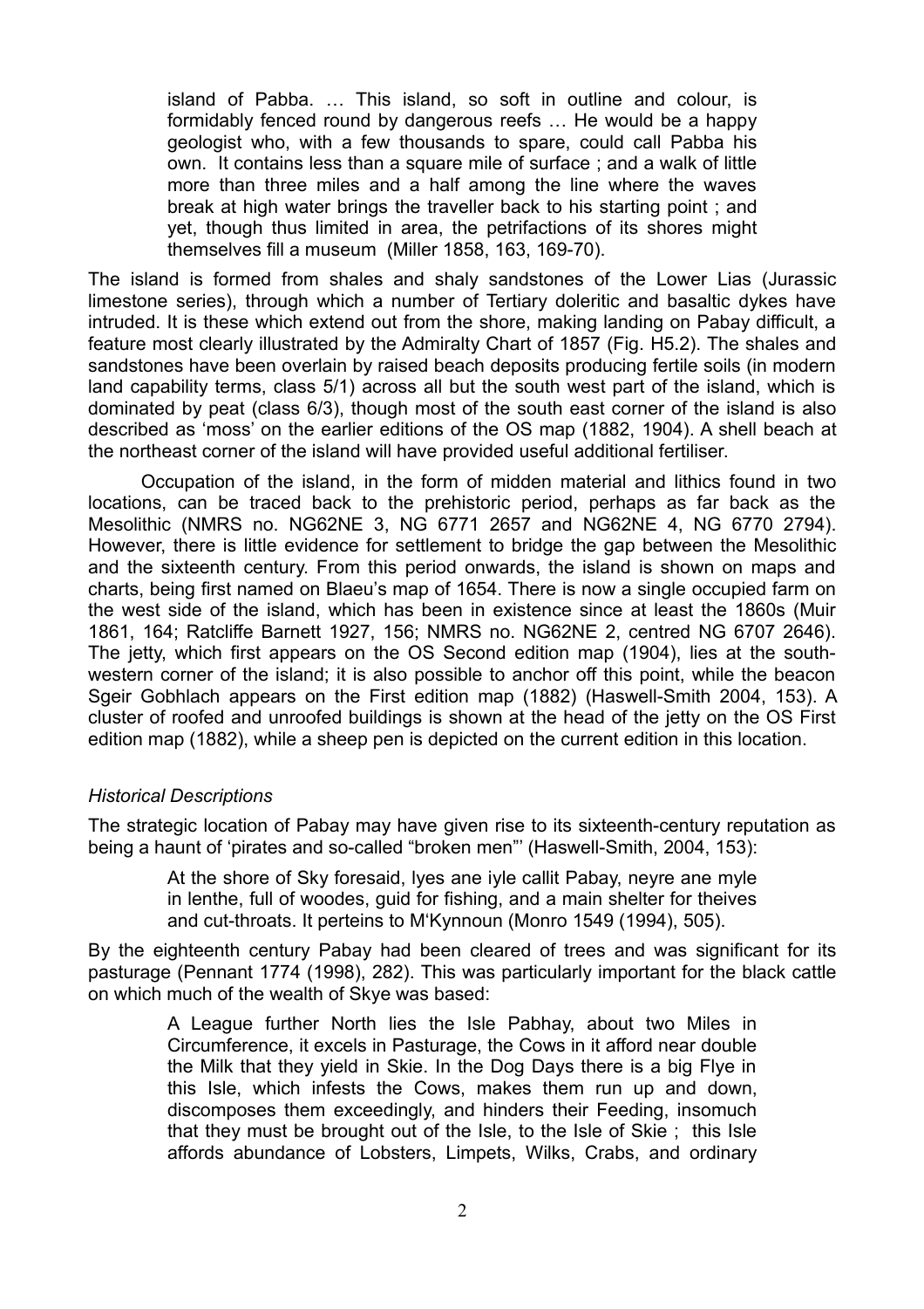> island of Pabba. … This island, so soft in outline and colour, is formidably fenced round by dangerous reefs … He would be a happy geologist who, with a few thousands to spare, could call Pabba his own. It contains less than a square mile of surface ; and a walk of little more than three miles and a half among the line where the waves break at high water brings the traveller back to his starting point ; and yet, though thus limited in area, the petrifactions of its shores might themselves fill a museum (Miller 1858, 163, 169-70).

The island is formed from shales and shaly sandstones of the Lower Lias (Jurassic limestone series), through which a number of Tertiary doleritic and basaltic dykes have intruded. It is these which extend out from the shore, making landing on Pabay difficult, a feature most clearly illustrated by the Admiralty Chart of 1857 (Fig. H5.2). The shales and sandstones have been overlain by raised beach deposits producing fertile soils (in modern land capability terms, class 5/1) across all but the south west part of the island, which is dominated by peat (class 6/3), though most of the south east corner of the island is also described as 'moss' on the earlier editions of the OS map (1882, 1904). A shell beach at the northeast corner of the island will have provided useful additional fertiliser.

Occupation of the island, in the form of midden material and lithics found in two locations, can be traced back to the prehistoric period, perhaps as far back as the Mesolithic (NMRS no. NG62NE 3, NG 6771 2657 and NG62NE 4, NG 6770 2794). However, there is little evidence for settlement to bridge the gap between the Mesolithic and the sixteenth century. From this period onwards, the island is shown on maps and charts, being first named on Blaeu's map of 1654. There is now a single occupied farm on the west side of the island, which has been in existence since at least the 1860s (Muir 1861, 164; Ratcliffe Barnett 1927, 156; NMRS no. NG62NE 2, centred NG 6707 2646). The jetty, which first appears on the OS Second edition map (1904), lies at the south-western corner of the island; it is also possible to anchor off this point, while the beacon Sgeir Gobhlach appears on the First edition map (1882) (Haswell-Smith 2004, 153). A cluster of roofed and unroofed buildings is shown at the head of the jetty on the OS First edition map (1882), while a sheep pen is depicted on the current edition in this location.

### *Historical Descriptions*

The strategic location of Pabay may have given rise to its sixteenth-century reputation as being a haunt of 'pirates and so-called "broken men"' (Haswell-Smith, 2004, 153):

> At the shore of Sky foresaid, lyes ane iyle callit Pabay, neyre ane myle in lenthe, full of woodes, guid for fishing, and a main shelter for theives and cut-throats. It perteins to M'Kynnoun (Monro 1549 (1994), 505).

By the eighteenth century Pabay had been cleared of trees and was significant for its pasturage (Pennant 1774 (1998), 282). This was particularly important for the black cattle on which much of the wealth of Skye was based:

> A League further North lies the Isle Pabhay, about two Miles in Circumference, it excels in Pasturage, the Cows in it afford near double the Milk that they yield in Skie. In the Dog Days there is a big Flye in this Isle, which infests the Cows, makes them run up and down, discomposes them exceedingly, and hinders their Feeding, insomuch that they must be brought out of the Isle, to the Isle of Skie ; this Isle affords abundance of Lobsters, Limpets, Wilks, Crabs, and ordinary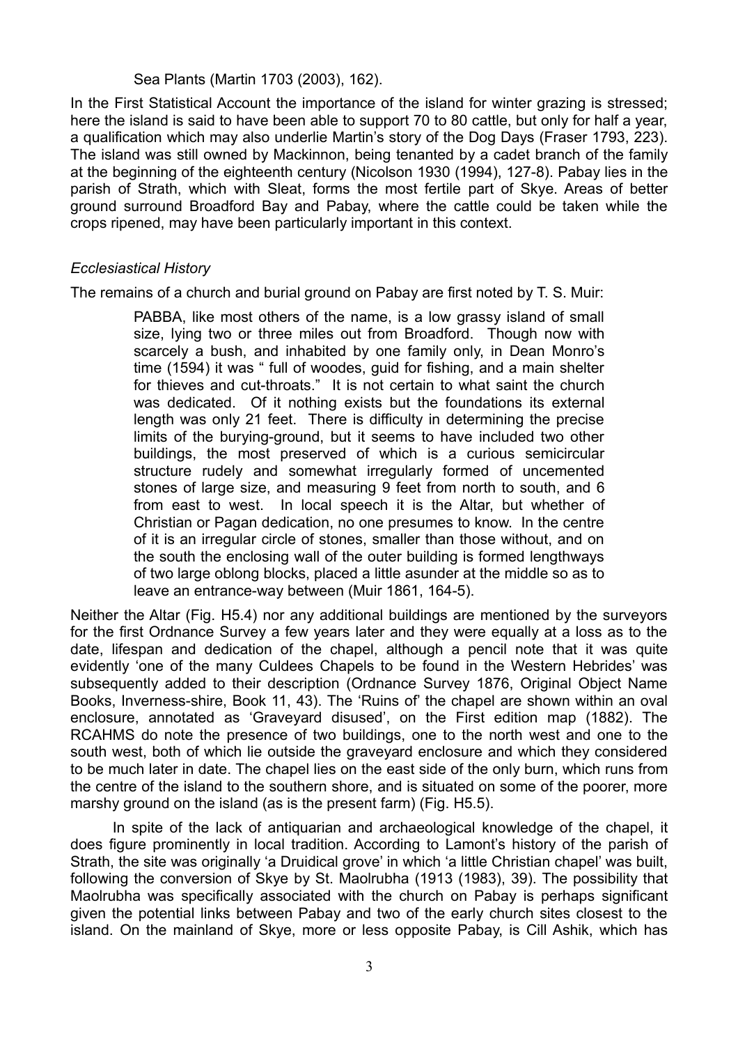Sea Plants (Martin 1703 (2003), 162).

In the First Statistical Account the importance of the island for winter grazing is stressed; here the island is said to have been able to support 70 to 80 cattle, but only for half a year, a qualification which may also underlie Martin's story of the Dog Days (Fraser 1793, 223). The island was still owned by Mackinnon, being tenanted by a cadet branch of the family at the beginning of the eighteenth century (Nicolson 1930 (1994), 127-8). Pabay lies in the parish of Strath, which with Sleat, forms the most fertile part of Skye. Areas of better ground surround Broadford Bay and Pabay, where the cattle could be taken while the crops ripened, may have been particularly important in this context.

*Ecclesiastical History*

The remains of a church and burial ground on Pabay are first noted by T. S. Muir:

> PABBA, like most others of the name, is a low grassy island of small size, lying two or three miles out from Broadford. Though now with scarcely a bush, and inhabited by one family only, in Dean Monro's time (1594) it was " full of woodes, guid for fishing, and a main shelter for thieves and cut-throats." It is not certain to what saint the church was dedicated. Of it nothing exists but the foundations its external length was only 21 feet. There is difficulty in determining the precise limits of the burying-ground, but it seems to have included two other buildings, the most preserved of which is a curious semicircular structure rudely and somewhat irregularly formed of uncemented stones of large size, and measuring 9 feet from north to south, and 6 from east to west. In local speech it is the Altar, but whether of Christian or Pagan dedication, no one presumes to know. In the centre of it is an irregular circle of stones, smaller than those without, and on the south the enclosing wall of the outer building is formed lengthways of two large oblong blocks, placed a little asunder at the middle so as to leave an entrance-way between (Muir 1861, 164-5).

Neither the Altar (Fig. H5.4) nor any additional buildings are mentioned by the surveyors for the first Ordnance Survey a few years later and they were equally at a loss as to the date, lifespan and dedication of the chapel, although a pencil note that it was quite evidently 'one of the many Culdees Chapels to be found in the Western Hebrides' was subsequently added to their description (Ordnance Survey 1876, Original Object Name Books, Inverness-shire, Book 11, 43). The 'Ruins of' the chapel are shown within an oval enclosure, annotated as 'Graveyard disused', on the First edition map (1882). The RCAHMS do note the presence of two buildings, one to the north west and one to the south west, both of which lie outside the graveyard enclosure and which they considered to be much later in date. The chapel lies on the east side of the only burn, which runs from the centre of the island to the southern shore, and is situated on some of the poorer, more marshy ground on the island (as is the present farm) (Fig. H5.5).

In spite of the lack of antiquarian and archaeological knowledge of the chapel, it does figure prominently in local tradition. According to Lamont's history of the parish of Strath, the site was originally 'a Druidical grove' in which 'a little Christian chapel' was built, following the conversion of Skye by St. Maolrubha (1913 (1983), 39). The possibility that Maolrubha was specifically associated with the church on Pabay is perhaps significant given the potential links between Pabay and two of the early church sites closest to the island. On the mainland of Skye, more or less opposite Pabay, is Cill Ashik, which has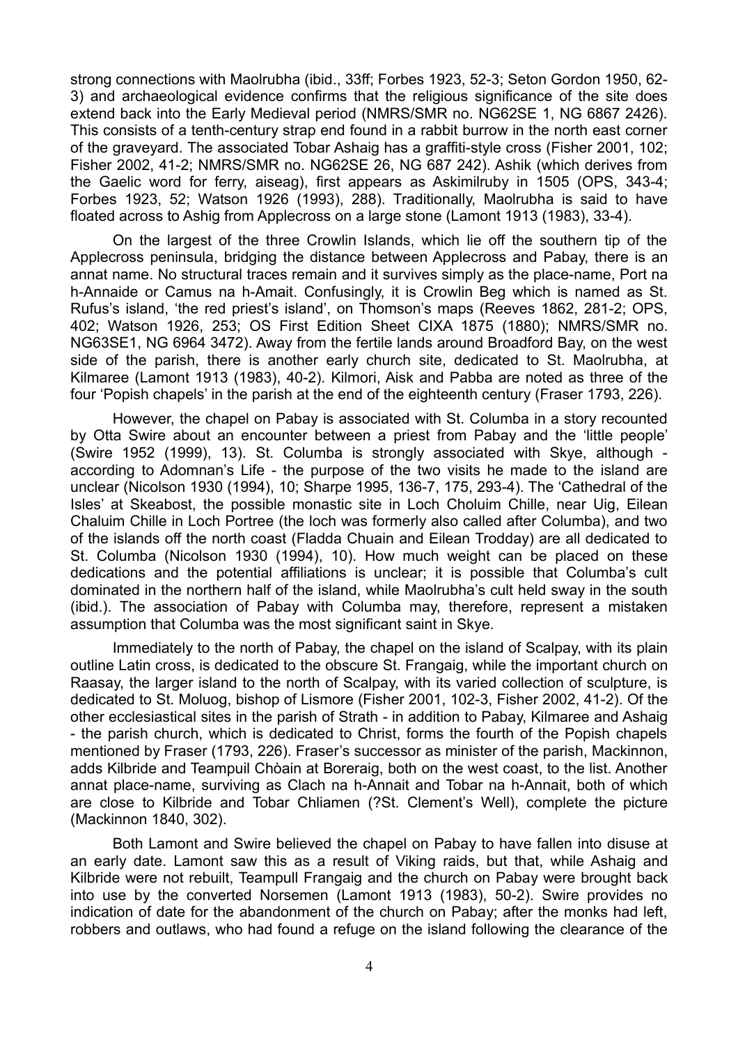strong connections with Maolrubha (ibid., 33ff; Forbes 1923, 52-3; Seton Gordon 1950, 62-3) and archaeological evidence confirms that the religious significance of the site does extend back into the Early Medieval period (NMRS/SMR no. NG62SE 1, NG 6867 2426). This consists of a tenth-century strap end found in a rabbit burrow in the north east corner of the graveyard. The associated Tobar Ashaig has a graffiti-style cross (Fisher 2001, 102; Fisher 2002, 41-2; NMRS/SMR no. NG62SE 26, NG 687 242). Ashik (which derives from the Gaelic word for ferry, aiseag), first appears as Askimilruby in 1505 (OPS, 343-4; Forbes 1923, 52; Watson 1926 (1993), 288). Traditionally, Maolrubha is said to have floated across to Ashig from Applecross on a large stone (Lamont 1913 (1983), 33-4).

On the largest of the three Crowlin Islands, which lie off the southern tip of the Applecross peninsula, bridging the distance between Applecross and Pabay, there is an annat name. No structural traces remain and it survives simply as the place-name, Port na h-Annaide or Camus na h-Amait. Confusingly, it is Crowlin Beg which is named as St. Rufus's island, 'the red priest's island', on Thomson's maps (Reeves 1862, 281-2; OPS, 402; Watson 1926, 253; OS First Edition Sheet CIXA 1875 (1880); NMRS/SMR no. NG63SE1, NG 6964 3472). Away from the fertile lands around Broadford Bay, on the west side of the parish, there is another early church site, dedicated to St. Maolrubha, at Kilmaree (Lamont 1913 (1983), 40-2). Kilmori, Aisk and Pabba are noted as three of the four 'Popish chapels' in the parish at the end of the eighteenth century (Fraser 1793, 226).

However, the chapel on Pabay is associated with St. Columba in a story recounted by Otta Swire about an encounter between a priest from Pabay and the 'little people' (Swire 1952 (1999), 13). St. Columba is strongly associated with Skye, although - according to Adomnan's Life - the purpose of the two visits he made to the island are unclear (Nicolson 1930 (1994), 10; Sharpe 1995, 136-7, 175, 293-4). The 'Cathedral of the Isles' at Skeabost, the possible monastic site in Loch Choluim Chille, near Uig, Eilean Chaluim Chille in Loch Portree (the loch was formerly also called after Columba), and two of the islands off the north coast (Fladda Chuain and Eilean Trodday) are all dedicated to St. Columba (Nicolson 1930 (1994), 10). How much weight can be placed on these dedications and the potential affiliations is unclear; it is possible that Columba's cult dominated in the northern half of the island, while Maolrubha's cult held sway in the south (ibid.). The association of Pabay with Columba may, therefore, represent a mistaken assumption that Columba was the most significant saint in Skye.

Immediately to the north of Pabay, the chapel on the island of Scalpay, with its plain outline Latin cross, is dedicated to the obscure St. Frangaig, while the important church on Raasay, the larger island to the north of Scalpay, with its varied collection of sculpture, is dedicated to St. Moluog, bishop of Lismore (Fisher 2001, 102-3, Fisher 2002, 41-2). Of the other ecclesiastical sites in the parish of Strath - in addition to Pabay, Kilmaree and Ashaig - the parish church, which is dedicated to Christ, forms the fourth of the Popish chapels mentioned by Fraser (1793, 226). Fraser's successor as minister of the parish, Mackinnon, adds Kilbride and Teampuil Chòain at Boreraig, both on the west coast, to the list. Another annat place-name, surviving as Clach na h-Annait and Tobar na h-Annait, both of which are close to Kilbride and Tobar Chliamen (?St. Clement's Well), complete the picture (Mackinnon 1840, 302).

Both Lamont and Swire believed the chapel on Pabay to have fallen into disuse at an early date. Lamont saw this as a result of Viking raids, but that, while Ashaig and Kilbride were not rebuilt, Teampull Frangaig and the church on Pabay were brought back into use by the converted Norsemen (Lamont 1913 (1983), 50-2). Swire provides no indication of date for the abandonment of the church on Pabay; after the monks had left, robbers and outlaws, who had found a refuge on the island following the clearance of the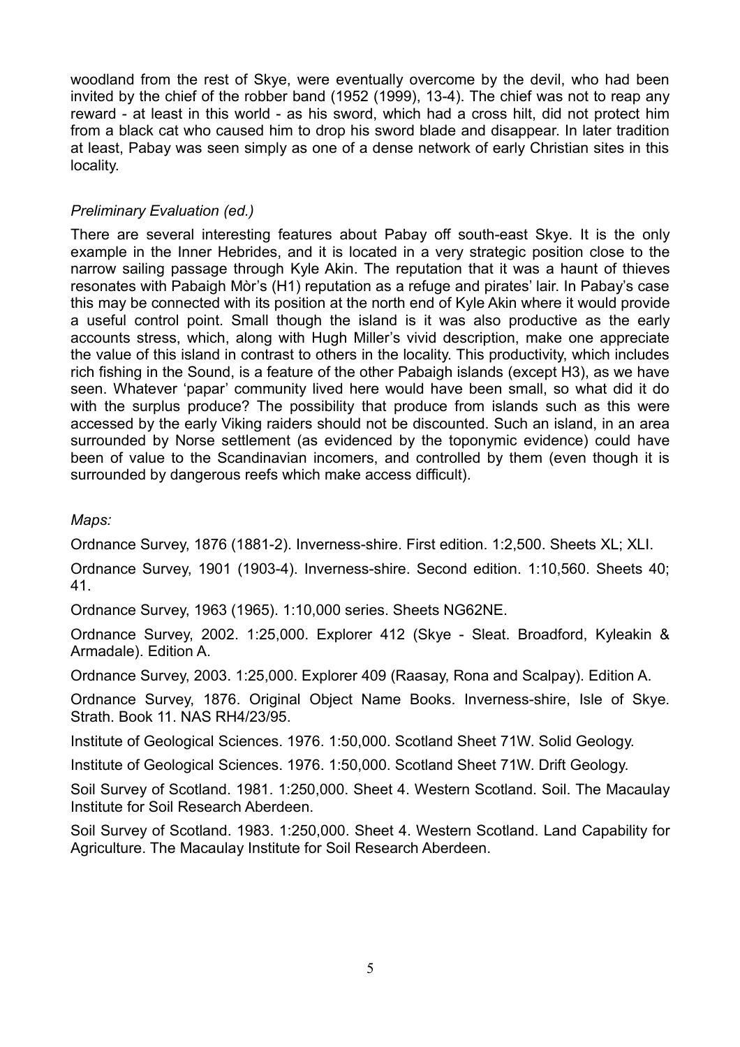woodland from the rest of Skye, were eventually overcome by the devil, who had been invited by the chief of the robber band (1952 (1999), 13-4). The chief was not to reap any reward - at least in this world - as his sword, which had a cross hilt, did not protect him from a black cat who caused him to drop his sword blade and disappear. In later tradition at least, Pabay was seen simply as one of a dense network of early Christian sites in this locality.

*Preliminary Evaluation (ed.)*

There are several interesting features about Pabay off south-east Skye. It is the only example in the Inner Hebrides, and it is located in a very strategic position close to the narrow sailing passage through Kyle Akin. The reputation that it was a haunt of thieves resonates with Pabaigh Mòr's (H1) reputation as a refuge and pirates' lair. In Pabay's case this may be connected with its position at the north end of Kyle Akin where it would provide a useful control point. Small though the island is it was also productive as the early accounts stress, which, along with Hugh Miller's vivid description, make one appreciate the value of this island in contrast to others in the locality. This productivity, which includes rich fishing in the Sound, is a feature of the other Pabaigh islands (except H3), as we have seen. Whatever 'papar' community lived here would have been small, so what did it do with the surplus produce? The possibility that produce from islands such as this were accessed by the early Viking raiders should not be discounted. Such an island, in an area surrounded by Norse settlement (as evidenced by the toponymic evidence) could have been of value to the Scandinavian incomers, and controlled by them (even though it is surrounded by dangerous reefs which make access difficult).

*Maps:*

Ordnance Survey, 1876 (1881-2). Inverness-shire. First edition. 1:2,500. Sheets XL; XLI.

Ordnance Survey, 1901 (1903-4). Inverness-shire. Second edition. 1:10,560. Sheets 40; 41.

Ordnance Survey, 1963 (1965). 1:10,000 series. Sheets NG62NE.

Ordnance Survey, 2002. 1:25,000. Explorer 412 (Skye - Sleat. Broadford, Kyleakin & Armadale). Edition A.

Ordnance Survey, 2003. 1:25,000. Explorer 409 (Raasay, Rona and Scalpay). Edition A.

Ordnance Survey, 1876. Original Object Name Books. Inverness-shire, Isle of Skye. Strath. Book 11. NAS RH4/23/95.

Institute of Geological Sciences. 1976. 1:50,000. Scotland Sheet 71W. Solid Geology.

Institute of Geological Sciences. 1976. 1:50,000. Scotland Sheet 71W. Drift Geology.

Soil Survey of Scotland. 1981. 1:250,000. Sheet 4. Western Scotland. Soil. The Macaulay Institute for Soil Research Aberdeen.

Soil Survey of Scotland. 1983. 1:250,000. Sheet 4. Western Scotland. Land Capability for Agriculture. The Macaulay Institute for Soil Research Aberdeen.